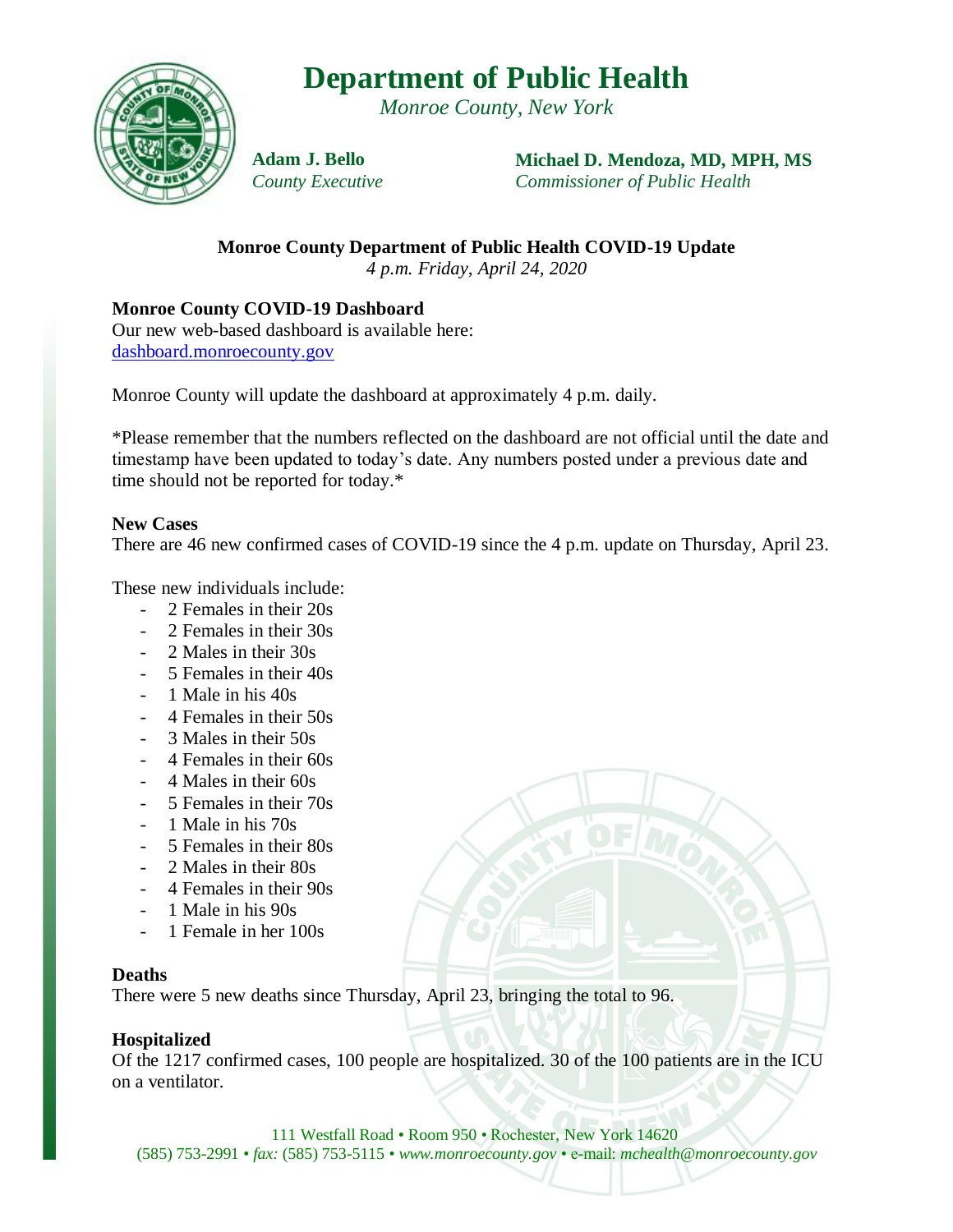# Department of Public Health

*Monroe County, New York*

**Adam J. Bello**
*County Executive*

**Michael D. Mendoza, MD, MPH, MS**
*Commissioner of Public Health*

## Monroe County Department of Public Health COVID-19 Update

*4 p.m. Friday, April 24, 2020*

### Monroe County COVID-19 Dashboard

Our new web-based dashboard is available here:
[dashboard.monroecounty.gov](dashboard.monroecounty.gov)

Monroe County will update the dashboard at approximately 4 p.m. daily.

*Please remember that the numbers reflected on the dashboard are not official until the date and timestamp have been updated to today's date. Any numbers posted under a previous date and time should not be reported for today.*

### New Cases

There are 46 new confirmed cases of COVID-19 since the 4 p.m. update on Thursday, April 23.

These new individuals include:

- 2 Females in their 20s
- 2 Females in their 30s
- 2 Males in their 30s
- 5 Females in their 40s
- 1 Male in his 40s
- 4 Females in their 50s
- 3 Males in their 50s
- 4 Females in their 60s
- 4 Males in their 60s
- 5 Females in their 70s
- 1 Male in his 70s
- 5 Females in their 80s
- 2 Males in their 80s
- 4 Females in their 90s
- 1 Male in his 90s
- 1 Female in her 100s

### Deaths

There were 5 new deaths since Thursday, April 23, bringing the total to 96.

### Hospitalized

Of the 1217 confirmed cases, 100 people are hospitalized. 30 of the 100 patients are in the ICU on a ventilator.

111 Westfall Road • Room 950 • Rochester, New York 14620
(585) 753-2991 • *fax:* (585) 753-5115 • *www.monroecounty.gov* • e-mail: *mchealth@monroecounty.gov*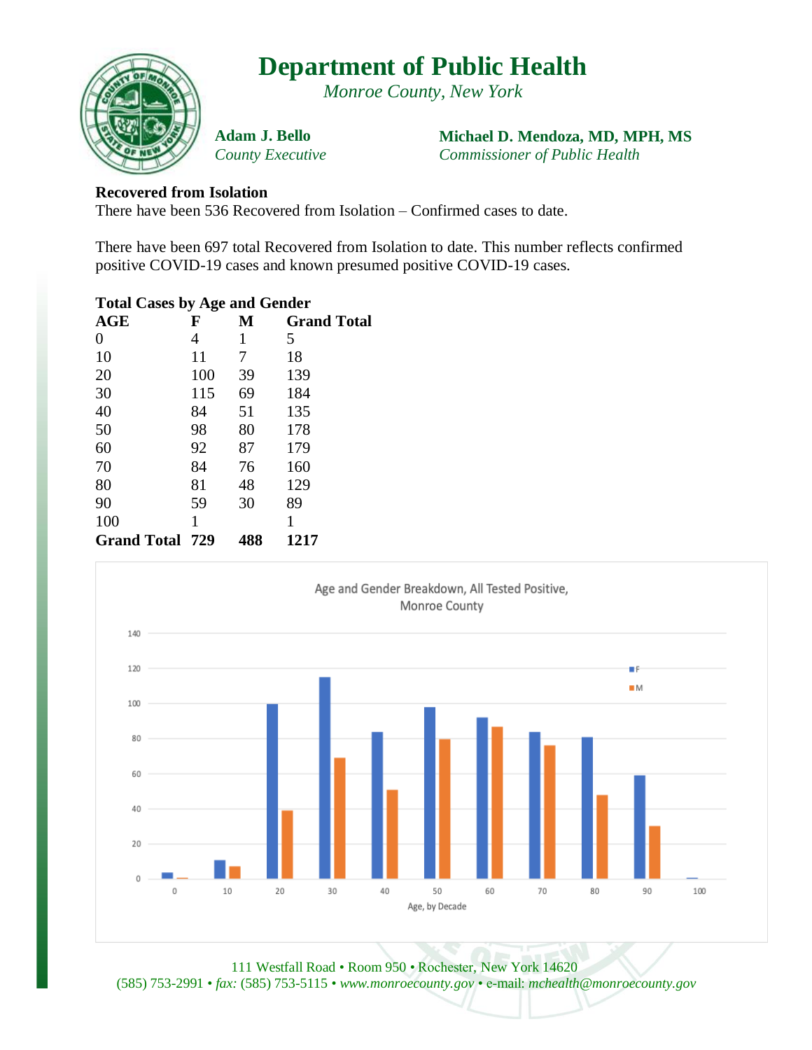# Department of Public Health

*Monroe County, New York*

**Adam J. Bello**
*County Executive*

**Michael D. Mendoza, MD, MPH, MS**
*Commissioner of Public Health*

**Recovered from Isolation**

There have been 536 Recovered from Isolation – Confirmed cases to date.

There have been 697 total Recovered from Isolation to date. This number reflects confirmed positive COVID-19 cases and known presumed positive COVID-19 cases.

**Total Cases by Age and Gender**

| AGE | F | M | Grand Total |
|---|---|---|---|
| 0 | 4 | 1 | 5 |
| 10 | 11 | 7 | 18 |
| 20 | 100 | 39 | 139 |
| 30 | 115 | 69 | 184 |
| 40 | 84 | 51 | 135 |
| 50 | 98 | 80 | 178 |
| 60 | 92 | 87 | 179 |
| 70 | 84 | 76 | 160 |
| 80 | 81 | 48 | 129 |
| 90 | 59 | 30 | 89 |
| 100 | 1 | | 1 |
| **Grand Total** | **729** | **488** | **1217** |

Age and Gender Breakdown, All Tested Positive, Monroe County

111 Westfall Road • Room 950 • Rochester, New York 14620
(585) 753-2991 • *fax:* (585) 753-5115 • *www.monroecounty.gov* • e-mail: *mchealth@monroecounty.gov*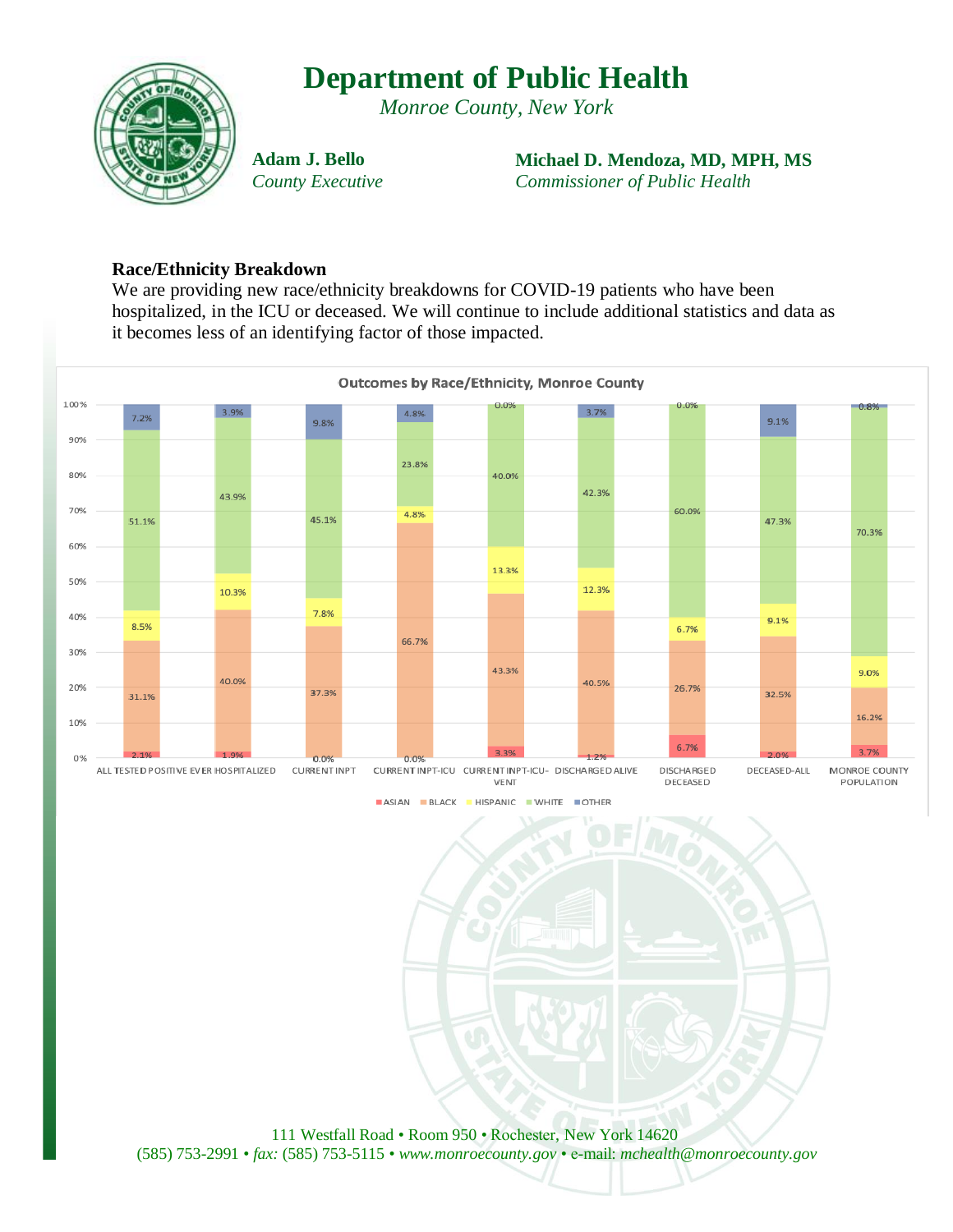# Department of Public Health

*Monroe County, New York*

**Adam J. Bello**
*County Executive*

**Michael D. Mendoza, MD, MPH, MS**
*Commissioner of Public Health*

**Race/Ethnicity Breakdown**

We are providing new race/ethnicity breakdowns for COVID-19 patients who have been hospitalized, in the ICU or deceased. We will continue to include additional statistics and data as it becomes less of an identifying factor of those impacted.

Outcomes by Race/Ethnicity, Monroe County

100%
90%
80%
70%
60%
50%
40%
30%
20%
10%
0%

ALL TESTED POSITIVE: 2.1%, 31.1%, 8.5%, 51.1%, 7.2%
EVER HOSPITALIZED: 1.9%, 40.0%, 10.3%, 43.9%, 3.9%
CURRENT INPT: 0.0%, 37.3%, 7.8%, 45.1%, 9.8%
CURRENT INPT-ICU: 0.0%, 66.7%, 4.8%, 23.8%, 4.8%
CURRENT INPT-ICU-VENT: 3.3%, 43.3%, 13.3%, 40.0%, 0.0%
DISCHARGED ALIVE: 1.2%, 40.5%, 12.3%, 42.3%, 3.7%
DISCHARGED DECEASED: 6.7%, 26.7%, 6.7%, 60.0%, 0.0%
DECEASED-ALL: 2.0%, 32.5%, 9.1%, 47.3%, 9.1%
MONROE COUNTY POPULATION: 3.7%, 16.2%, 9.0%, 70.3%, 0.8%

ASIAN BLACK HISPANIC WHITE OTHER

111 Westfall Road • Room 950 • Rochester, New York 14620
(585) 753-2991 • *fax:* (585) 753-5115 • *www.monroecounty.gov* • e-mail: *mchealth@monroecounty.gov*